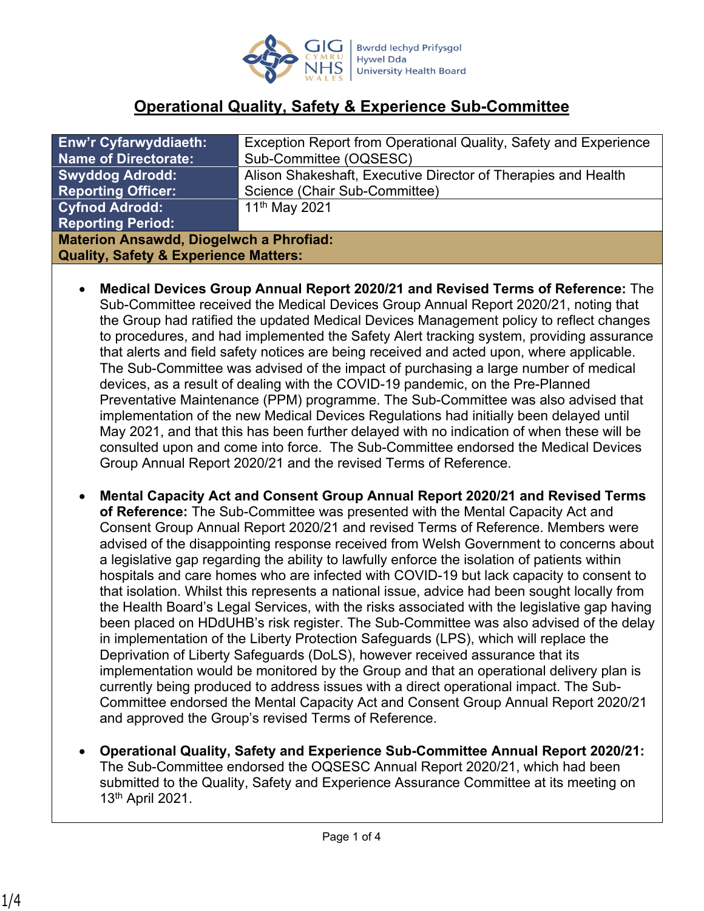# Operational Quality, Safety & Experience Sub-Committee

| Enw'r Cyfarwyddiaeth: Name of Directorate: | Exception Report from Operational Quality, Safety and Experience Sub-Committee (OQSESC) |
|---|---|
| Swyddog Adrodd: Reporting Officer: | Alison Shakeshaft, Executive Director of Therapies and Health Science (Chair Sub-Committee) |
| Cyfnod Adrodd: Reporting Period: | 11th May 2021 |

**Materion Ansawdd, Diogelwch a Phrofiad:**
**Quality, Safety & Experience Matters:**

- **Medical Devices Group Annual Report 2020/21 and Revised Terms of Reference:** The Sub-Committee received the Medical Devices Group Annual Report 2020/21, noting that the Group had ratified the updated Medical Devices Management policy to reflect changes to procedures, and had implemented the Safety Alert tracking system, providing assurance that alerts and field safety notices are being received and acted upon, where applicable. The Sub-Committee was advised of the impact of purchasing a large number of medical devices, as a result of dealing with the COVID-19 pandemic, on the Pre-Planned Preventative Maintenance (PPM) programme. The Sub-Committee was also advised that implementation of the new Medical Devices Regulations had initially been delayed until May 2021, and that this has been further delayed with no indication of when these will be consulted upon and come into force. The Sub-Committee endorsed the Medical Devices Group Annual Report 2020/21 and the revised Terms of Reference.

- **Mental Capacity Act and Consent Group Annual Report 2020/21 and Revised Terms of Reference:** The Sub-Committee was presented with the Mental Capacity Act and Consent Group Annual Report 2020/21 and revised Terms of Reference. Members were advised of the disappointing response received from Welsh Government to concerns about a legislative gap regarding the ability to lawfully enforce the isolation of patients within hospitals and care homes who are infected with COVID-19 but lack capacity to consent to that isolation. Whilst this represents a national issue, advice had been sought locally from the Health Board's Legal Services, with the risks associated with the legislative gap having been placed on HDdUHB's risk register. The Sub-Committee was also advised of the delay in implementation of the Liberty Protection Safeguards (LPS), which will replace the Deprivation of Liberty Safeguards (DoLS), however received assurance that its implementation would be monitored by the Group and that an operational delivery plan is currently being produced to address issues with a direct operational impact. The Sub-Committee endorsed the Mental Capacity Act and Consent Group Annual Report 2020/21 and approved the Group's revised Terms of Reference.

- **Operational Quality, Safety and Experience Sub-Committee Annual Report 2020/21:** The Sub-Committee endorsed the OQSESC Annual Report 2020/21, which had been submitted to the Quality, Safety and Experience Assurance Committee at its meeting on 13th April 2021.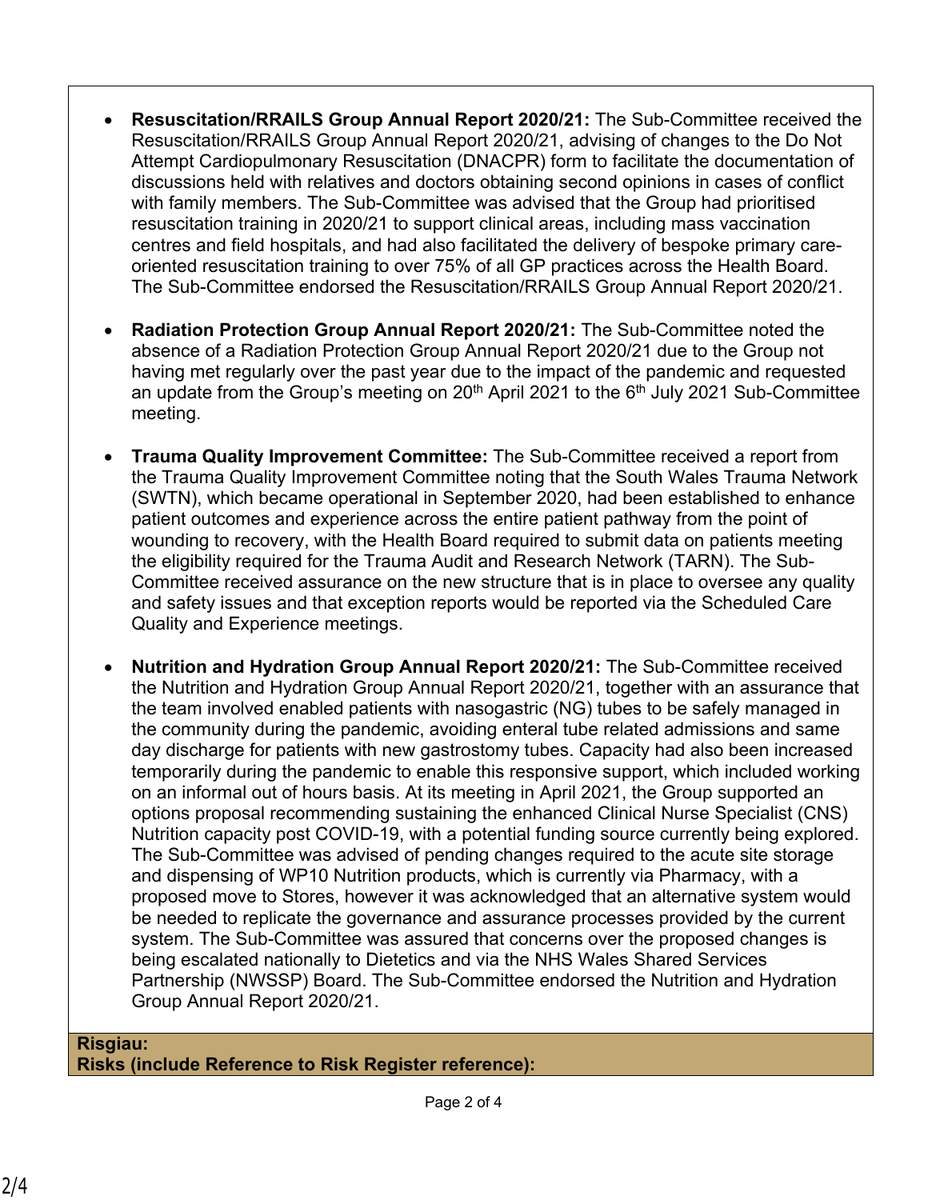- **Resuscitation/RRAILS Group Annual Report 2020/21:** The Sub-Committee received the Resuscitation/RRAILS Group Annual Report 2020/21, advising of changes to the Do Not Attempt Cardiopulmonary Resuscitation (DNACPR) form to facilitate the documentation of discussions held with relatives and doctors obtaining second opinions in cases of conflict with family members. The Sub-Committee was advised that the Group had prioritised resuscitation training in 2020/21 to support clinical areas, including mass vaccination centres and field hospitals, and had also facilitated the delivery of bespoke primary care-oriented resuscitation training to over 75% of all GP practices across the Health Board. The Sub-Committee endorsed the Resuscitation/RRAILS Group Annual Report 2020/21.

- **Radiation Protection Group Annual Report 2020/21:** The Sub-Committee noted the absence of a Radiation Protection Group Annual Report 2020/21 due to the Group not having met regularly over the past year due to the impact of the pandemic and requested an update from the Group's meeting on 20th April 2021 to the 6th July 2021 Sub-Committee meeting.

- **Trauma Quality Improvement Committee:** The Sub-Committee received a report from the Trauma Quality Improvement Committee noting that the South Wales Trauma Network (SWTN), which became operational in September 2020, had been established to enhance patient outcomes and experience across the entire patient pathway from the point of wounding to recovery, with the Health Board required to submit data on patients meeting the eligibility required for the Trauma Audit and Research Network (TARN). The Sub-Committee received assurance on the new structure that is in place to oversee any quality and safety issues and that exception reports would be reported via the Scheduled Care Quality and Experience meetings.

- **Nutrition and Hydration Group Annual Report 2020/21:** The Sub-Committee received the Nutrition and Hydration Group Annual Report 2020/21, together with an assurance that the team involved enabled patients with nasogastric (NG) tubes to be safely managed in the community during the pandemic, avoiding enteral tube related admissions and same day discharge for patients with new gastrostomy tubes. Capacity had also been increased temporarily during the pandemic to enable this responsive support, which included working on an informal out of hours basis. At its meeting in April 2021, the Group supported an options proposal recommending sustaining the enhanced Clinical Nurse Specialist (CNS) Nutrition capacity post COVID-19, with a potential funding source currently being explored. The Sub-Committee was advised of pending changes required to the acute site storage and dispensing of WP10 Nutrition products, which is currently via Pharmacy, with a proposed move to Stores, however it was acknowledged that an alternative system would be needed to replicate the governance and assurance processes provided by the current system. The Sub-Committee was assured that concerns over the proposed changes is being escalated nationally to Dietetics and via the NHS Wales Shared Services Partnership (NWSSP) Board. The Sub-Committee endorsed the Nutrition and Hydration Group Annual Report 2020/21.

**Risgiau:**
**Risks (include Reference to Risk Register reference):**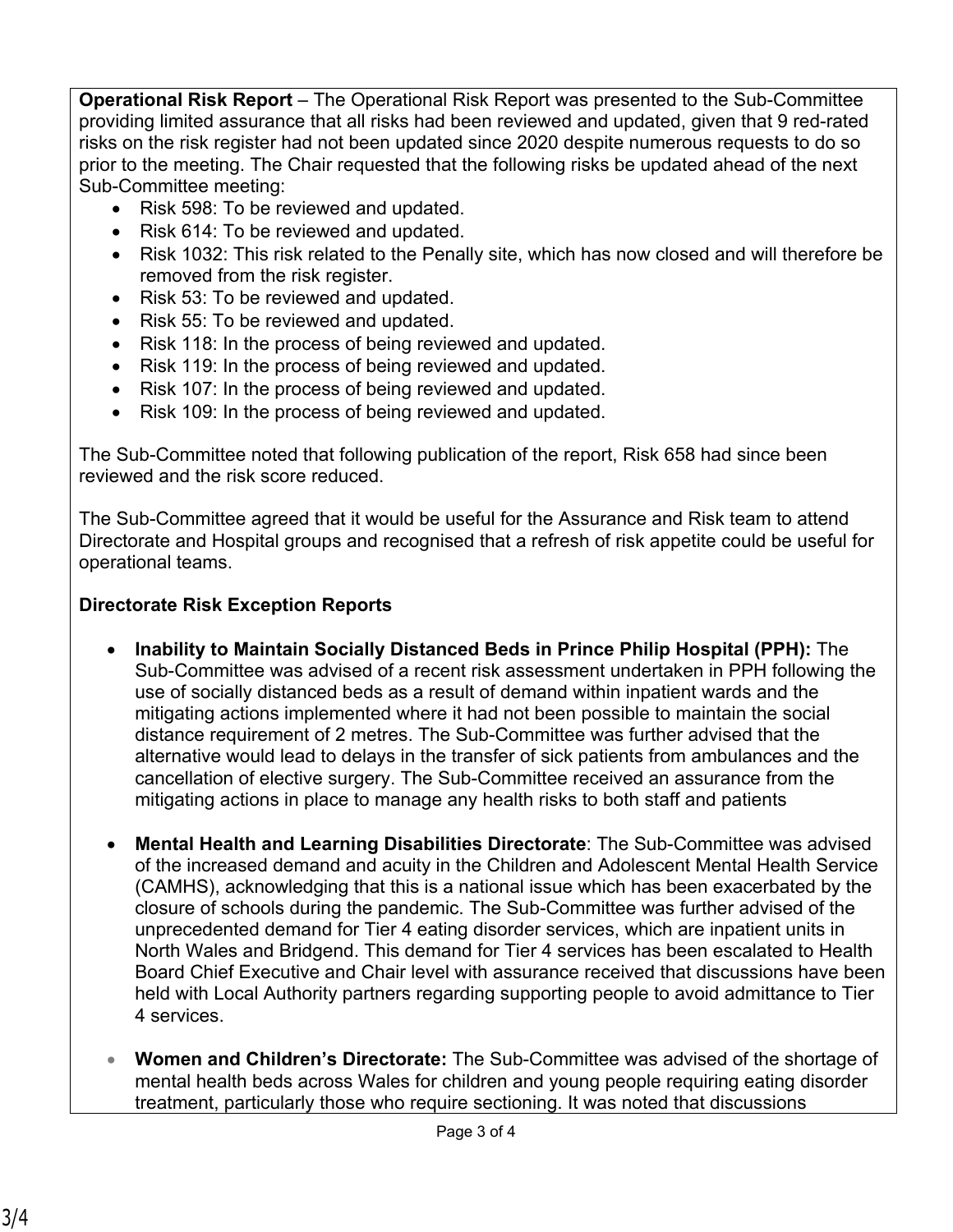**Operational Risk Report** – The Operational Risk Report was presented to the Sub-Committee providing limited assurance that all risks had been reviewed and updated, given that 9 red-rated risks on the risk register had not been updated since 2020 despite numerous requests to do so prior to the meeting. The Chair requested that the following risks be updated ahead of the next Sub-Committee meeting:

- Risk 598: To be reviewed and updated.
- Risk 614: To be reviewed and updated.
- Risk 1032: This risk related to the Penally site, which has now closed and will therefore be removed from the risk register.
- Risk 53: To be reviewed and updated.
- Risk 55: To be reviewed and updated.
- Risk 118: In the process of being reviewed and updated.
- Risk 119: In the process of being reviewed and updated.
- Risk 107: In the process of being reviewed and updated.
- Risk 109: In the process of being reviewed and updated.

The Sub-Committee noted that following publication of the report, Risk 658 had since been reviewed and the risk score reduced.

The Sub-Committee agreed that it would be useful for the Assurance and Risk team to attend Directorate and Hospital groups and recognised that a refresh of risk appetite could be useful for operational teams.

**Directorate Risk Exception Reports**

- **Inability to Maintain Socially Distanced Beds in Prince Philip Hospital (PPH):** The Sub-Committee was advised of a recent risk assessment undertaken in PPH following the use of socially distanced beds as a result of demand within inpatient wards and the mitigating actions implemented where it had not been possible to maintain the social distance requirement of 2 metres. The Sub-Committee was further advised that the alternative would lead to delays in the transfer of sick patients from ambulances and the cancellation of elective surgery. The Sub-Committee received an assurance from the mitigating actions in place to manage any health risks to both staff and patients

- **Mental Health and Learning Disabilities Directorate**: The Sub-Committee was advised of the increased demand and acuity in the Children and Adolescent Mental Health Service (CAMHS), acknowledging that this is a national issue which has been exacerbated by the closure of schools during the pandemic. The Sub-Committee was further advised of the unprecedented demand for Tier 4 eating disorder services, which are inpatient units in North Wales and Bridgend. This demand for Tier 4 services has been escalated to Health Board Chief Executive and Chair level with assurance received that discussions have been held with Local Authority partners regarding supporting people to avoid admittance to Tier 4 services.

- **Women and Children's Directorate:** The Sub-Committee was advised of the shortage of mental health beds across Wales for children and young people requiring eating disorder treatment, particularly those who require sectioning. It was noted that discussions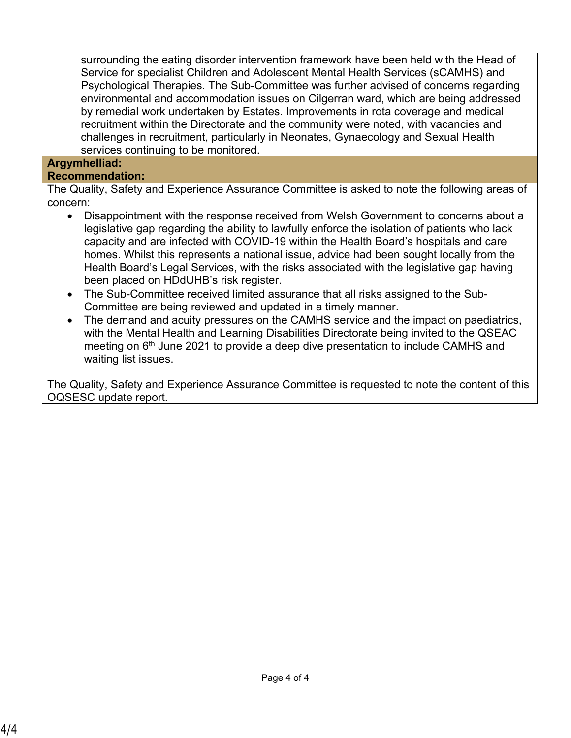surrounding the eating disorder intervention framework have been held with the Head of Service for specialist Children and Adolescent Mental Health Services (sCAMHS) and Psychological Therapies. The Sub-Committee was further advised of concerns regarding environmental and accommodation issues on Cilgerran ward, which are being addressed by remedial work undertaken by Estates. Improvements in rota coverage and medical recruitment within the Directorate and the community were noted, with vacancies and challenges in recruitment, particularly in Neonates, Gynaecology and Sexual Health services continuing to be monitored.

**Argymhelliad:**
**Recommendation:**

The Quality, Safety and Experience Assurance Committee is asked to note the following areas of concern:

- Disappointment with the response received from Welsh Government to concerns about a legislative gap regarding the ability to lawfully enforce the isolation of patients who lack capacity and are infected with COVID-19 within the Health Board's hospitals and care homes. Whilst this represents a national issue, advice had been sought locally from the Health Board's Legal Services, with the risks associated with the legislative gap having been placed on HDdUHB's risk register.
- The Sub-Committee received limited assurance that all risks assigned to the Sub-Committee are being reviewed and updated in a timely manner.
- The demand and acuity pressures on the CAMHS service and the impact on paediatrics, with the Mental Health and Learning Disabilities Directorate being invited to the QSEAC meeting on 6th June 2021 to provide a deep dive presentation to include CAMHS and waiting list issues.

The Quality, Safety and Experience Assurance Committee is requested to note the content of this OQSESC update report.